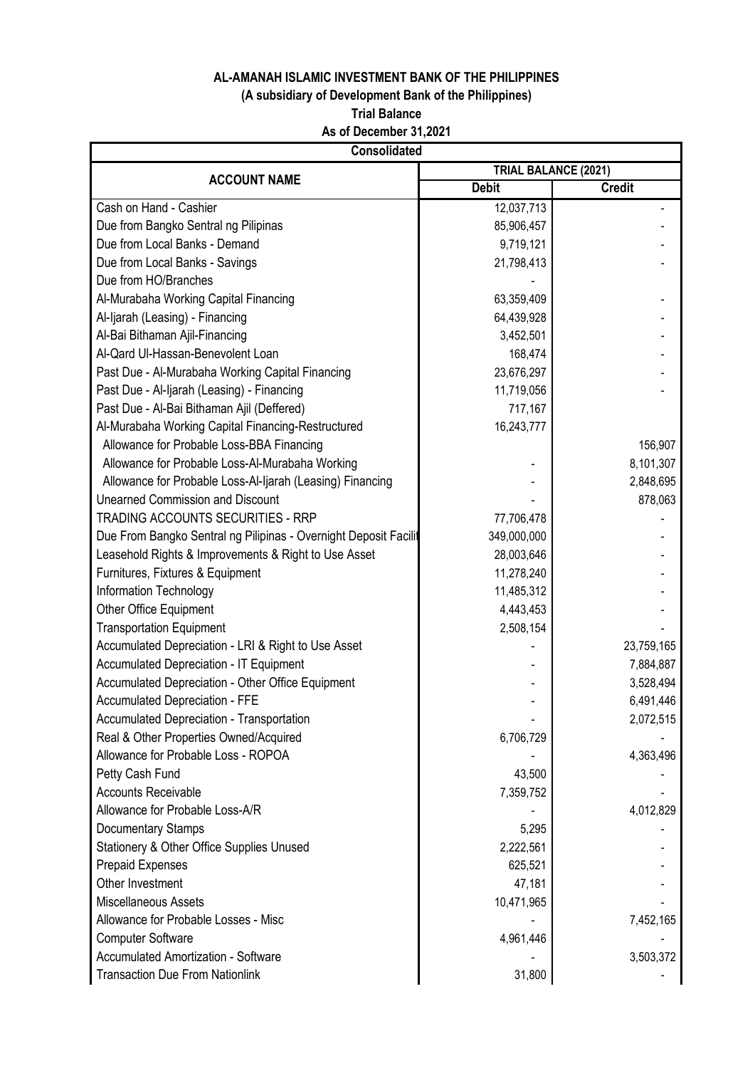**AL-AMANAH ISLAMIC INVESTMENT BANK OF THE PHILIPPINES**

**(A subsidiary of Development Bank of the Philippines)**

**Trial Balance**

**As of December 31,2021**

| Consolidated | | |
|---|---|---|
| **ACCOUNT NAME** | **TRIAL BALANCE (2021)** | |
| | **Debit** | **Credit** |
| Cash on Hand - Cashier | 12,037,713 | - |
| Due from Bangko Sentral ng Pilipinas | 85,906,457 | - |
| Due from Local Banks - Demand | 9,719,121 | - |
| Due from Local Banks - Savings | 21,798,413 | - |
| Due from HO/Branches | - | |
| Al-Murabaha Working Capital Financing | 63,359,409 | - |
| Al-Ijarah (Leasing) - Financing | 64,439,928 | - |
| Al-Bai Bithaman Ajil-Financing | 3,452,501 | - |
| Al-Qard Ul-Hassan-Benevolent Loan | 168,474 | - |
| Past Due - Al-Murabaha Working Capital Financing | 23,676,297 | - |
| Past Due - Al-Ijarah (Leasing) - Financing | 11,719,056 | - |
| Past Due - Al-Bai Bithaman Ajil (Deffered) | 717,167 | |
| Al-Murabaha Working Capital Financing-Restructured | 16,243,777 | |
| Allowance for Probable Loss-BBA Financing | | 156,907 |
| Allowance for Probable Loss-Al-Murabaha Working | - | 8,101,307 |
| Allowance for Probable Loss-Al-Ijarah (Leasing) Financing | - | 2,848,695 |
| Unearned Commission and Discount | - | 878,063 |
| TRADING ACCOUNTS SECURITIES - RRP | 77,706,478 | - |
| Due From Bangko Sentral ng Pilipinas - Overnight Deposit Facilit | 349,000,000 | - |
| Leasehold Rights & Improvements & Right to Use Asset | 28,003,646 | - |
| Furnitures, Fixtures & Equipment | 11,278,240 | - |
| Information Technology | 11,485,312 | - |
| Other Office Equipment | 4,443,453 | - |
| Transportation Equipment | 2,508,154 | - |
| Accumulated Depreciation - LRI & Right to Use Asset | - | 23,759,165 |
| Accumulated Depreciation - IT Equipment | - | 7,884,887 |
| Accumulated Depreciation - Other Office Equipment | - | 3,528,494 |
| Accumulated Depreciation - FFE | - | 6,491,446 |
| Accumulated Depreciation - Transportation | - | 2,072,515 |
| Real & Other Properties Owned/Acquired | 6,706,729 | - |
| Allowance for Probable Loss - ROPOA | - | 4,363,496 |
| Petty Cash Fund | 43,500 | - |
| Accounts Receivable | 7,359,752 | - |
| Allowance for Probable Loss-A/R | - | 4,012,829 |
| Documentary Stamps | 5,295 | - |
| Stationery & Other Office Supplies Unused | 2,222,561 | - |
| Prepaid Expenses | 625,521 | - |
| Other Investment | 47,181 | - |
| Miscellaneous Assets | 10,471,965 | - |
| Allowance for Probable Losses - Misc | - | 7,452,165 |
| Computer Software | 4,961,446 | - |
| Accumulated Amortization - Software | - | 3,503,372 |
| Transaction Due From Nationlink | 31,800 | - |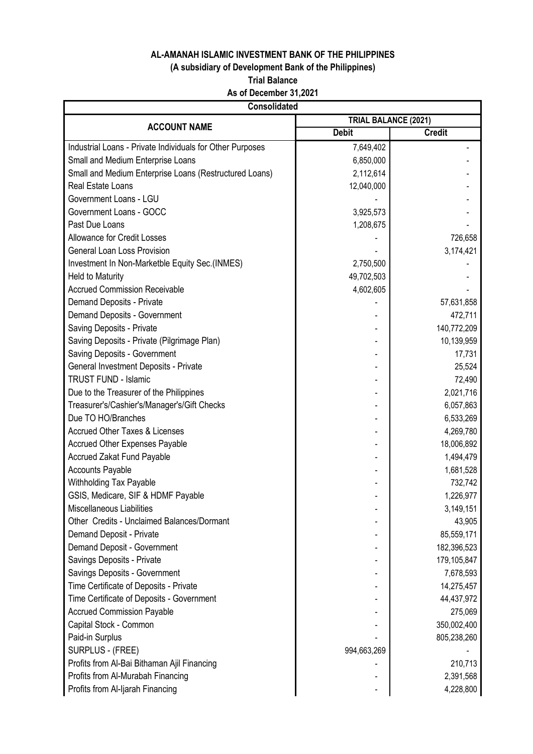**AL-AMANAH ISLAMIC INVESTMENT BANK OF THE PHILIPPINES**

**(A subsidiary of Development Bank of the Philippines)**

**Trial Balance**

**As of December 31,2021**

| Consolidated | | |
|---|---|---|
| **ACCOUNT NAME** | **TRIAL BALANCE (2021)** | |
| | **Debit** | **Credit** |
| Industrial Loans - Private Individuals for Other Purposes | 7,649,402 | - |
| Small and Medium Enterprise Loans | 6,850,000 | - |
| Small and Medium Enterprise Loans (Restructured Loans) | 2,112,614 | - |
| Real Estate Loans | 12,040,000 | - |
| Government Loans - LGU | - | - |
| Government Loans - GOCC | 3,925,573 | - |
| Past Due Loans | 1,208,675 | - |
| Allowance for Credit Losses | - | 726,658 |
| General Loan Loss Provision | - | 3,174,421 |
| Investment In Non-Marketble Equity Sec.(INMES) | 2,750,500 | - |
| Held to Maturity | 49,702,503 | - |
| Accrued Commission Receivable | 4,602,605 | - |
| Demand Deposits - Private | - | 57,631,858 |
| Demand Deposits - Government | - | 472,711 |
| Saving Deposits - Private | - | 140,772,209 |
| Saving Deposits - Private (Pilgrimage Plan) | - | 10,139,959 |
| Saving Deposits - Government | - | 17,731 |
| General Investment Deposits - Private | - | 25,524 |
| TRUST FUND - Islamic | - | 72,490 |
| Due to the Treasurer of the Philippines | - | 2,021,716 |
| Treasurer's/Cashier's/Manager's/Gift Checks | - | 6,057,863 |
| Due TO HO/Branches | - | 6,533,269 |
| Accrued Other Taxes & Licenses | - | 4,269,780 |
| Accrued Other Expenses Payable | - | 18,006,892 |
| Accrued Zakat Fund Payable | - | 1,494,479 |
| Accounts Payable | - | 1,681,528 |
| Withholding Tax Payable | - | 732,742 |
| GSIS, Medicare, SIF & HDMF Payable | - | 1,226,977 |
| Miscellaneous Liabilities | - | 3,149,151 |
| Other Credits - Unclaimed Balances/Dormant | - | 43,905 |
| Demand Deposit - Private | - | 85,559,171 |
| Demand Deposit - Government | - | 182,396,523 |
| Savings Deposits - Private | - | 179,105,847 |
| Savings Deposits - Government | - | 7,678,593 |
| Time Certificate of Deposits - Private | - | 14,275,457 |
| Time Certificate of Deposits - Government | - | 44,437,972 |
| Accrued Commission Payable | - | 275,069 |
| Capital Stock - Common | - | 350,002,400 |
| Paid-in Surplus | - | 805,238,260 |
| SURPLUS - (FREE) | 994,663,269 | - |
| Profits from Al-Bai Bithaman Ajil Financing | - | 210,713 |
| Profits from Al-Murabah Financing | - | 2,391,568 |
| Profits from Al-Ijarah Financing | - | 4,228,800 |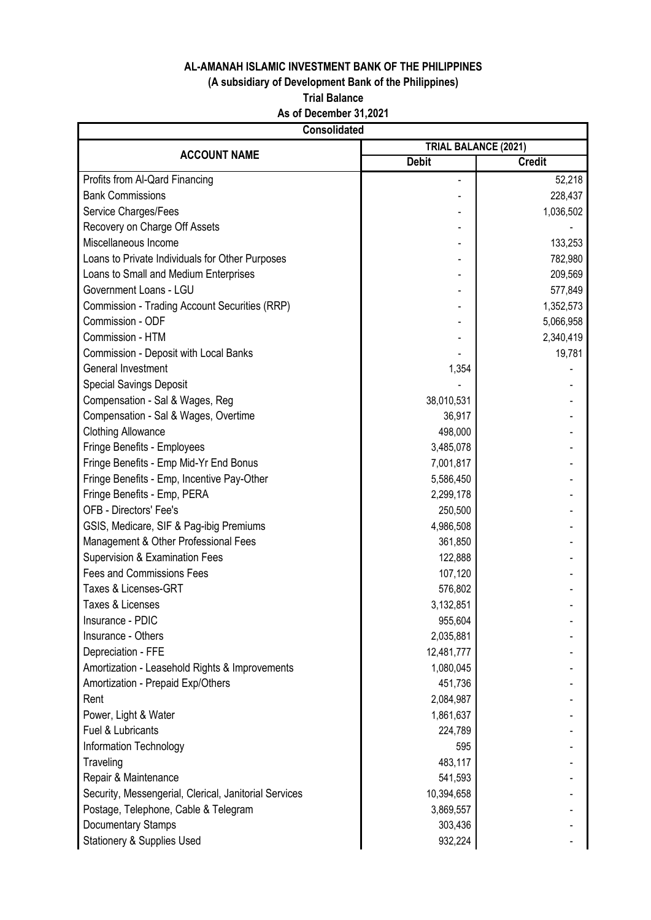**AL-AMANAH ISLAMIC INVESTMENT BANK OF THE PHILIPPINES**

**(A subsidiary of Development Bank of the Philippines)**

**Trial Balance**

**As of December 31,2021**

| **Consolidated** | | |
|---|---|---|
| **ACCOUNT NAME** | **TRIAL BALANCE (2021)** | |
| | **Debit** | **Credit** |
| Profits from Al-Qard Financing | - | 52,218 |
| Bank Commissions | - | 228,437 |
| Service Charges/Fees | - | 1,036,502 |
| Recovery on Charge Off Assets | - | - |
| Miscellaneous Income | - | 133,253 |
| Loans to Private Individuals for Other Purposes | - | 782,980 |
| Loans to Small and Medium Enterprises | - | 209,569 |
| Government Loans - LGU | - | 577,849 |
| Commission - Trading Account Securities (RRP) | - | 1,352,573 |
| Commission - ODF | - | 5,066,958 |
| Commission - HTM | - | 2,340,419 |
| Commission - Deposit with Local Banks | - | 19,781 |
| General Investment | 1,354 | - |
| Special Savings Deposit | - | - |
| Compensation - Sal & Wages, Reg | 38,010,531 | - |
| Compensation - Sal & Wages, Overtime | 36,917 | - |
| Clothing Allowance | 498,000 | - |
| Fringe Benefits - Employees | 3,485,078 | - |
| Fringe Benefits - Emp Mid-Yr End Bonus | 7,001,817 | - |
| Fringe Benefits - Emp, Incentive Pay-Other | 5,586,450 | - |
| Fringe Benefits - Emp, PERA | 2,299,178 | - |
| OFB - Directors' Fee's | 250,500 | - |
| GSIS, Medicare, SIF & Pag-ibig Premiums | 4,986,508 | - |
| Management & Other Professional Fees | 361,850 | - |
| Supervision & Examination Fees | 122,888 | - |
| Fees and Commissions Fees | 107,120 | - |
| Taxes & Licenses-GRT | 576,802 | - |
| Taxes & Licenses | 3,132,851 | - |
| Insurance - PDIC | 955,604 | - |
| Insurance - Others | 2,035,881 | - |
| Depreciation - FFE | 12,481,777 | - |
| Amortization - Leasehold Rights & Improvements | 1,080,045 | - |
| Amortization - Prepaid Exp/Others | 451,736 | - |
| Rent | 2,084,987 | - |
| Power, Light & Water | 1,861,637 | - |
| Fuel & Lubricants | 224,789 | - |
| Information Technology | 595 | - |
| Traveling | 483,117 | - |
| Repair & Maintenance | 541,593 | - |
| Security, Messengerial, Clerical, Janitorial Services | 10,394,658 | - |
| Postage, Telephone, Cable & Telegram | 3,869,557 | - |
| Documentary Stamps | 303,436 | - |
| Stationery & Supplies Used | 932,224 | - |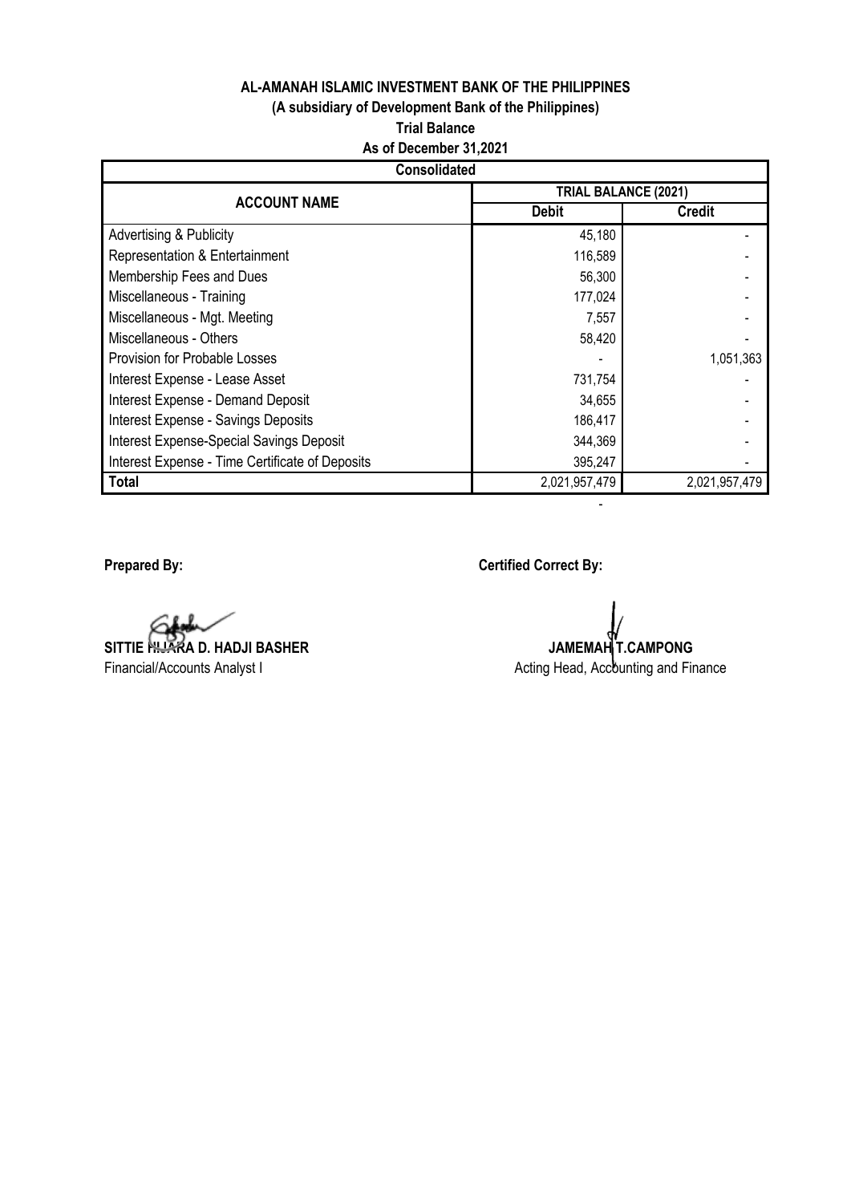**AL-AMANAH ISLAMIC INVESTMENT BANK OF THE PHILIPPINES**

**(A subsidiary of Development Bank of the Philippines)**

**Trial Balance**

**As of December 31,2021**

| Consolidated | | |
|---|---|---|
| **ACCOUNT NAME** | **TRIAL BALANCE (2021)** | |
| | **Debit** | **Credit** |
| Advertising & Publicity | 45,180 | - |
| Representation & Entertainment | 116,589 | - |
| Membership Fees and Dues | 56,300 | - |
| Miscellaneous - Training | 177,024 | - |
| Miscellaneous - Mgt. Meeting | 7,557 | - |
| Miscellaneous - Others | 58,420 | - |
| Provision for Probable Losses | - | 1,051,363 |
| Interest Expense - Lease Asset | 731,754 | - |
| Interest Expense - Demand Deposit | 34,655 | - |
| Interest Expense - Savings Deposits | 186,417 | - |
| Interest Expense-Special Savings Deposit | 344,369 | - |
| Interest Expense - Time Certificate of Deposits | 395,247 | - |
| **Total** | 2,021,957,479 | 2,021,957,479 |

-

**Prepared By:**

**SITTIE HIJARA D. HADJI BASHER**
Financial/Accounts Analyst I

**Certified Correct By:**

**JAMEMAH T.CAMPONG**
Acting Head, Accounting and Finance